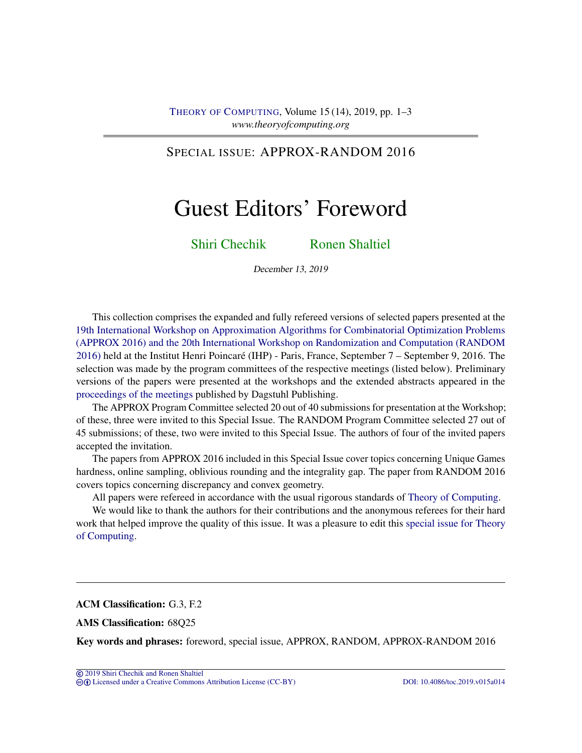SPECIAL ISSUE: APPROX-RANDOM 2016

# Guest Editors' Foreword

Shiri Chechik Ronen Shaltiel

December 13, 2019

This collection comprises the expanded and fully refereed versions of selected papers presented at the 19th International Workshop on Approximation Algorithms for Combinatorial Optimization Problems (APPROX 2016) and the 20th International Workshop on Randomization and Computation (RANDOM 2016) held at the Institut Henri Poincaré (IHP) - Paris, France, September 7 – September 9, 2016. The selection was made by the program committees of the respective meetings (listed below). Preliminary versions of the papers were presented at the workshops and the extended abstracts appeared in the proceedings of the meetings published by Dagstuhl Publishing.

The APPROX Program Committee selected 20 out of 40 submissions for presentation at the Workshop; of these, three were invited to this Special Issue. The RANDOM Program Committee selected 27 out of 45 submissions; of these, two were invited to this Special Issue. The authors of four of the invited papers accepted the invitation.

The papers from APPROX 2016 included in this Special Issue cover topics concerning Unique Games hardness, online sampling, oblivious rounding and the integrality gap. The paper from RANDOM 2016 covers topics concerning discrepancy and convex geometry.

All papers were refereed in accordance with the usual rigorous standards of Theory of Computing.

We would like to thank the authors for their contributions and the anonymous referees for their hard work that helped improve the quality of this issue. It was a pleasure to edit this special issue for Theory of Computing.

---

**ACM Classification:** G.3, F.2

**AMS Classification:** 68Q25

**Key words and phrases:** foreword, special issue, APPROX, RANDOM, APPROX-RANDOM 2016

© 2019 Shiri Chechik and Ronen Shaltiel
Licensed under a Creative Commons Attribution License (CC-BY) DOI: 10.4086/toc.2019.v015a014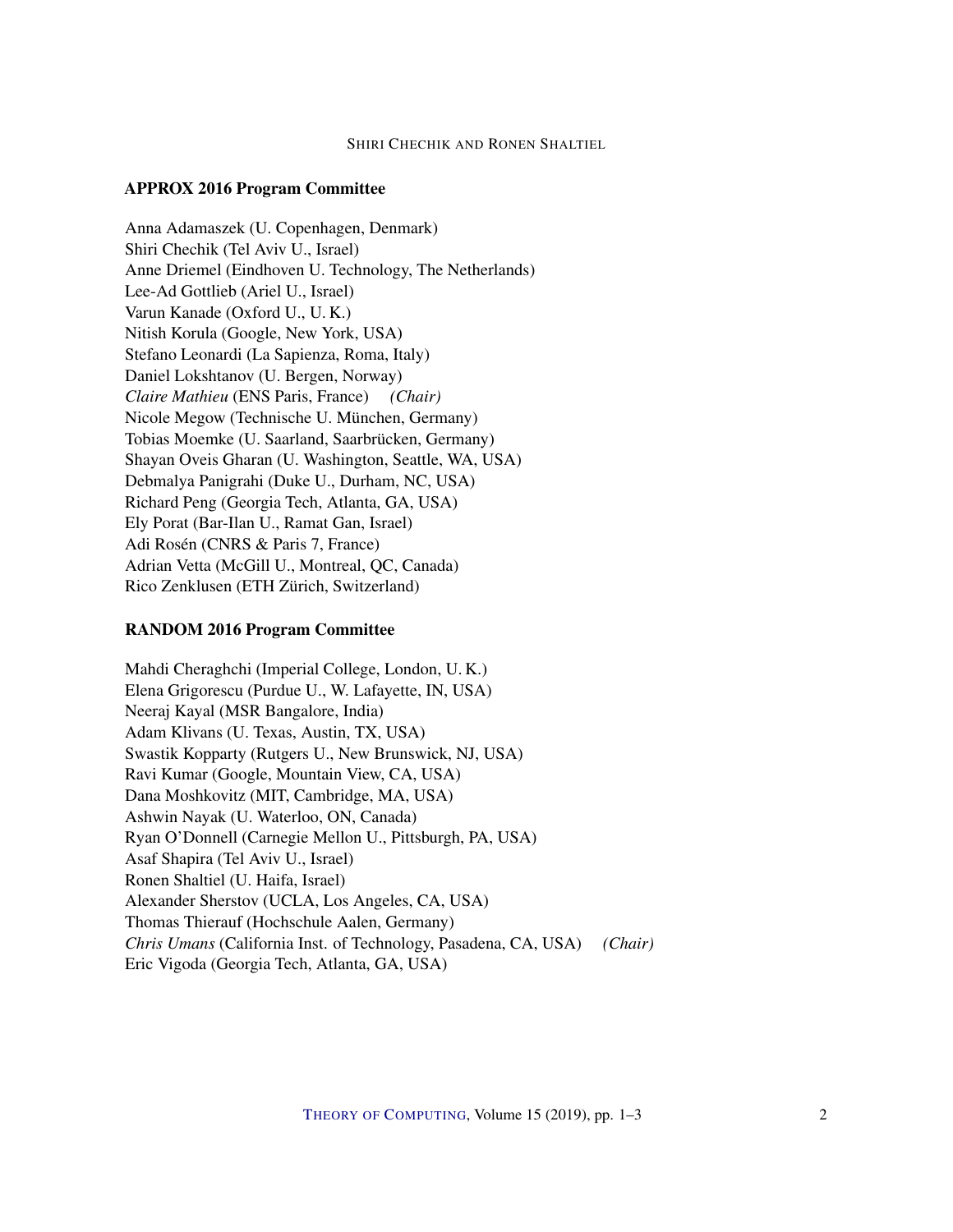## APPROX 2016 Program Committee

Anna Adamaszek (U. Copenhagen, Denmark)
Shiri Chechik (Tel Aviv U., Israel)
Anne Driemel (Eindhoven U. Technology, The Netherlands)
Lee-Ad Gottlieb (Ariel U., Israel)
Varun Kanade (Oxford U., U. K.)
Nitish Korula (Google, New York, USA)
Stefano Leonardi (La Sapienza, Roma, Italy)
Daniel Lokshtanov (U. Bergen, Norway)
*Claire Mathieu* (ENS Paris, France) *(Chair)*
Nicole Megow (Technische U. München, Germany)
Tobias Moemke (U. Saarland, Saarbrücken, Germany)
Shayan Oveis Gharan (U. Washington, Seattle, WA, USA)
Debmalya Panigrahi (Duke U., Durham, NC, USA)
Richard Peng (Georgia Tech, Atlanta, GA, USA)
Ely Porat (Bar-Ilan U., Ramat Gan, Israel)
Adi Rosén (CNRS & Paris 7, France)
Adrian Vetta (McGill U., Montreal, QC, Canada)
Rico Zenklusen (ETH Zürich, Switzerland)

## RANDOM 2016 Program Committee

Mahdi Cheraghchi (Imperial College, London, U. K.)
Elena Grigorescu (Purdue U., W. Lafayette, IN, USA)
Neeraj Kayal (MSR Bangalore, India)
Adam Klivans (U. Texas, Austin, TX, USA)
Swastik Kopparty (Rutgers U., New Brunswick, NJ, USA)
Ravi Kumar (Google, Mountain View, CA, USA)
Dana Moshkovitz (MIT, Cambridge, MA, USA)
Ashwin Nayak (U. Waterloo, ON, Canada)
Ryan O'Donnell (Carnegie Mellon U., Pittsburgh, PA, USA)
Asaf Shapira (Tel Aviv U., Israel)
Ronen Shaltiel (U. Haifa, Israel)
Alexander Sherstov (UCLA, Los Angeles, CA, USA)
Thomas Thierauf (Hochschule Aalen, Germany)
*Chris Umans* (California Inst. of Technology, Pasadena, CA, USA) *(Chair)*
Eric Vigoda (Georgia Tech, Atlanta, GA, USA)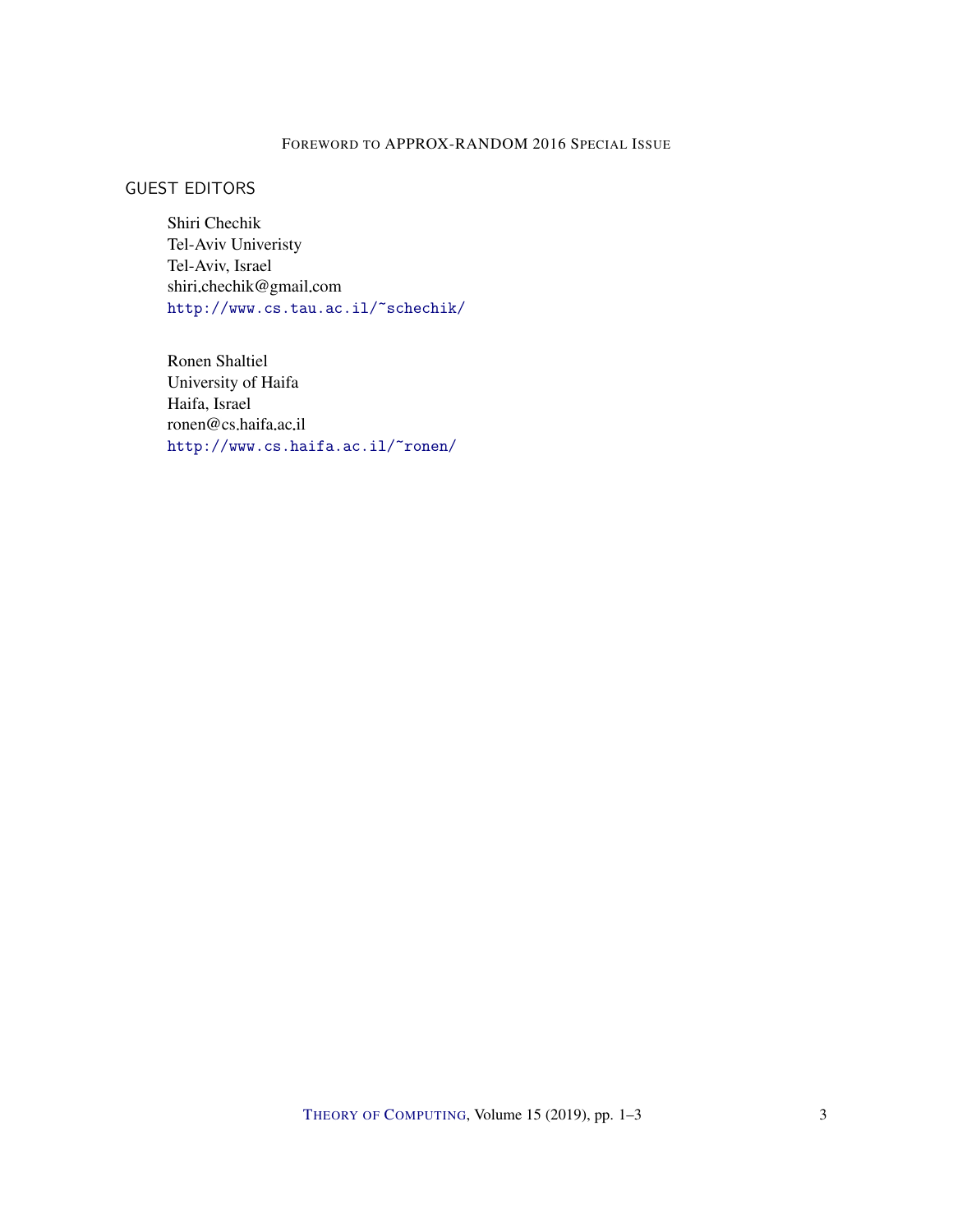## GUEST EDITORS

Shiri Chechik
Tel-Aviv Univeristy
Tel-Aviv, Israel
shiri.chechik@gmail.com
http://www.cs.tau.ac.il/~schechik/

Ronen Shaltiel
University of Haifa
Haifa, Israel
ronen@cs.haifa.ac.il
http://www.cs.haifa.ac.il/~ronen/